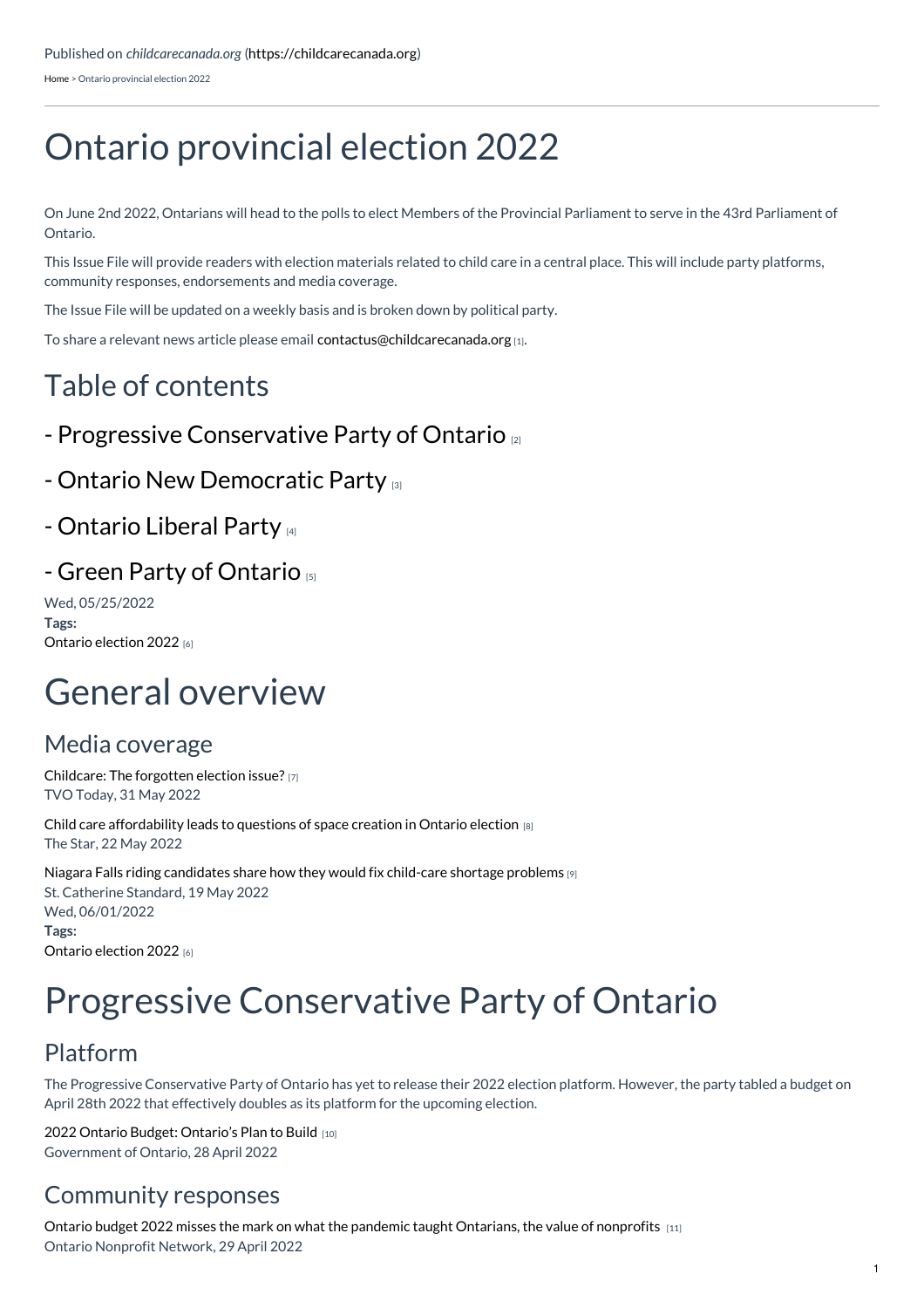Published on *childcarecanada.org* (https://childcarecanada.org)

Home > Ontario provincial election 2022

# Ontario provincial election 2022

On June 2nd 2022, Ontarians will head to the polls to elect Members of the Provincial Parliament to serve in the 43rd Parliament of Ontario.

This Issue File will provide readers with election materials related to child care in a central place. This will include party platforms, community responses, endorsements and media coverage.

The Issue File will be updated on a weekly basis and is broken down by political party.

To share a relevant news article please email contactus@childcarecanada.org [1].

## Table of contents

### - Progressive Conservative Party of Ontario [2]

### - Ontario New Democratic Party [3]

### - Ontario Liberal Party [4]

### - Green Party of Ontario [5]

Wed, 05/25/2022

**Tags:**

Ontario election 2022 [6]

# General overview

## Media coverage

Childcare: The forgotten election issue? [7]
TVO Today, 31 May 2022

Child care affordability leads to questions of space creation in Ontario election [8]
The Star, 22 May 2022

Niagara Falls riding candidates share how they would fix child-care shortage problems [9]
St. Catherine Standard, 19 May 2022

Wed, 06/01/2022

**Tags:**

Ontario election 2022 [6]

# Progressive Conservative Party of Ontario

## Platform

The Progressive Conservative Party of Ontario has yet to release their 2022 election platform. However, the party tabled a budget on April 28th 2022 that effectively doubles as its platform for the upcoming election.

2022 Ontario Budget: Ontario's Plan to Build [10]
Government of Ontario, 28 April 2022

## Community responses

Ontario budget 2022 misses the mark on what the pandemic taught Ontarians, the value of nonprofits [11]
Ontario Nonprofit Network, 29 April 2022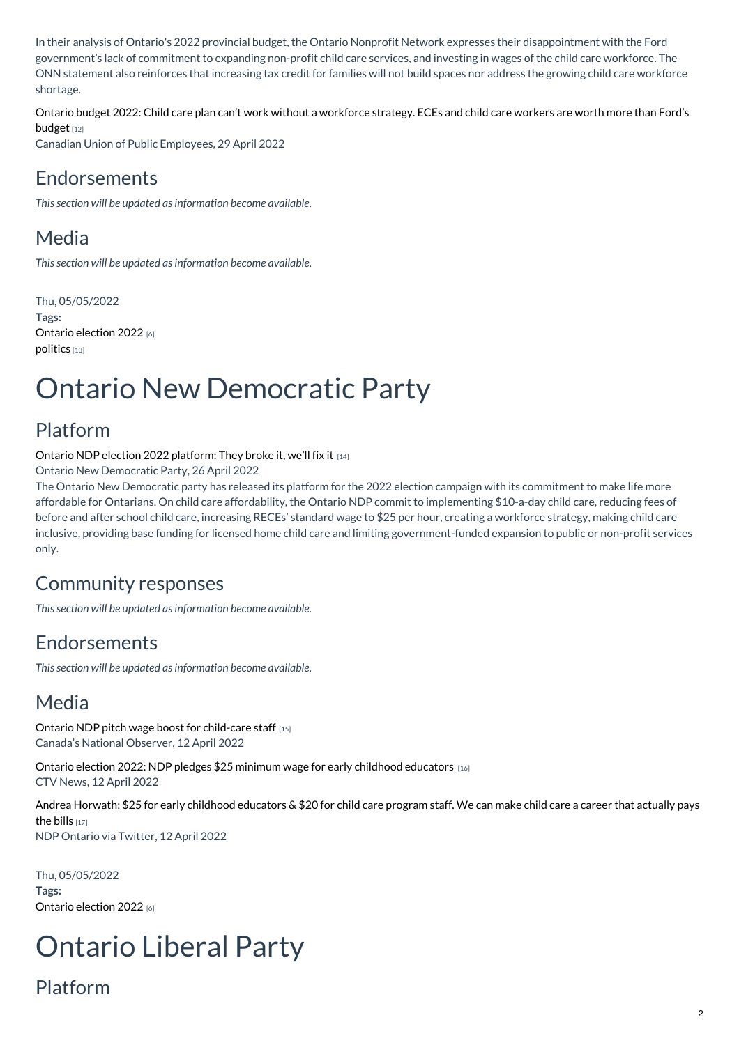In their analysis of Ontario's 2022 provincial budget, the Ontario Nonprofit Network expresses their disappointment with the Ford government's lack of commitment to expanding non-profit child care services, and investing in wages of the child care workforce. The ONN statement also reinforces that increasing tax credit for families will not build spaces nor address the growing child care workforce shortage.

Ontario budget 2022: Child care plan can't work without a workforce strategy. ECEs and child care workers are worth more than Ford's budget [12]
Canadian Union of Public Employees, 29 April 2022

## Endorsements

*This section will be updated as information become available.*

## Media

*This section will be updated as information become available.*

Thu, 05/05/2022
**Tags:**
Ontario election 2022 [6]
politics [13]

# Ontario New Democratic Party

## Platform

Ontario NDP election 2022 platform: They broke it, we'll fix it [14]
Ontario New Democratic Party, 26 April 2022
The Ontario New Democratic party has released its platform for the 2022 election campaign with its commitment to make life more affordable for Ontarians. On child care affordability, the Ontario NDP commit to implementing $10-a-day child care, reducing fees of before and after school child care, increasing RECEs' standard wage to $25 per hour, creating a workforce strategy, making child care inclusive, providing base funding for licensed home child care and limiting government-funded expansion to public or non-profit services only.

## Community responses

*This section will be updated as information become available.*

## Endorsements

*This section will be updated as information become available.*

## Media

Ontario NDP pitch wage boost for child-care staff [15]
Canada's National Observer, 12 April 2022

Ontario election 2022: NDP pledges $25 minimum wage for early childhood educators [16]
CTV News, 12 April 2022

Andrea Horwath: $25 for early childhood educators & $20 for child care program staff. We can make child care a career that actually pays the bills [17]
NDP Ontario via Twitter, 12 April 2022

Thu, 05/05/2022
**Tags:**
Ontario election 2022 [6]

# Ontario Liberal Party

## Platform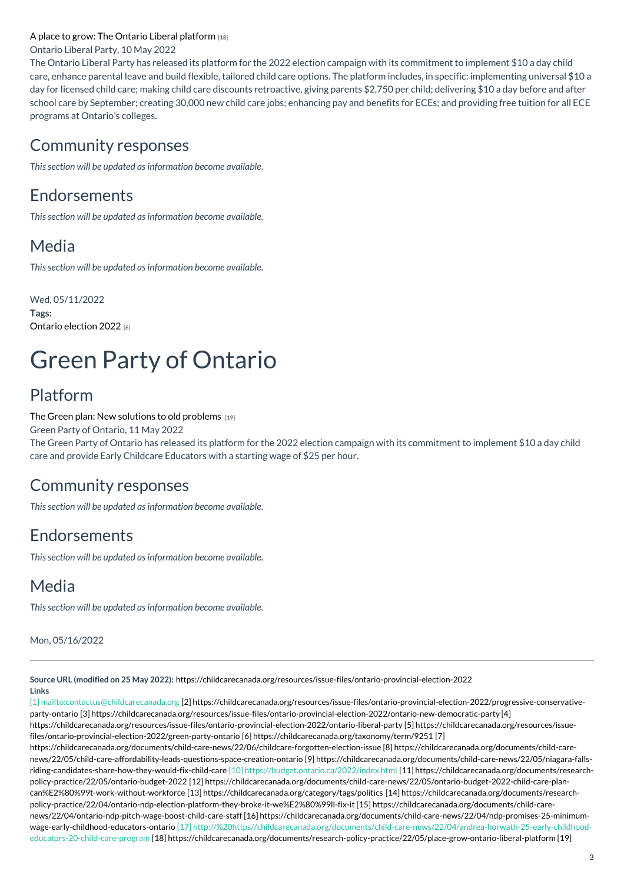A place to grow: The Ontario Liberal platform [18]

Ontario Liberal Party, 10 May 2022

The Ontario Liberal Party has released its platform for the 2022 election campaign with its commitment to implement $10 a day child care, enhance parental leave and build flexible, tailored child care options. The platform includes, in specific: implementing universal $10 a day for licensed child care; making child care discounts retroactive, giving parents $2,750 per child; delivering $10 a day before and after school care by September; creating 30,000 new child care jobs; enhancing pay and benefits for ECEs; and providing free tuition for all ECE programs at Ontario's colleges.

## Community responses

*This section will be updated as information become available.*

## Endorsements

*This section will be updated as information become available.*

## Media

*This section will be updated as information become available.*

Wed, 05/11/2022

**Tags:**

Ontario election 2022 [6]

# Green Party of Ontario

## Platform

The Green plan: New solutions to old problems [19]

Green Party of Ontario, 11 May 2022

The Green Party of Ontario has released its platform for the 2022 election campaign with its commitment to implement $10 a day child care and provide Early Childcare Educators with a starting wage of $25 per hour.

## Community responses

*This section will be updated as information become available.*

## Endorsements

*This section will be updated as information become available.*

## Media

*This section will be updated as information become available.*

Mon, 05/16/2022

---

**Source URL (modified on 25 May 2022):** https://childcarecanada.org/resources/issue-files/ontario-provincial-election-2022

**Links**

[1] mailto:contactus@childcarecanada.org [2] https://childcarecanada.org/resources/issue-files/ontario-provincial-election-2022/progressive-conservative-party-ontario [3] https://childcarecanada.org/resources/issue-files/ontario-provincial-election-2022/ontario-new-democratic-party [4] https://childcarecanada.org/resources/issue-files/ontario-provincial-election-2022/ontario-liberal-party [5] https://childcarecanada.org/resources/issue-files/ontario-provincial-election-2022/green-party-ontario [6] https://childcarecanada.org/taxonomy/term/9251 [7] https://childcarecanada.org/documents/child-care-news/22/06/childcare-forgotten-election-issue [8] https://childcarecanada.org/documents/child-care-news/22/05/child-care-affordability-leads-questions-space-creation-ontario [9] https://childcarecanada.org/documents/child-care-news/22/05/niagara-falls-riding-candidates-share-how-they-would-fix-child-care [10] https://budget.ontario.ca/2022/index.html [11] https://childcarecanada.org/documents/research-policy-practice/22/05/ontario-budget-2022 [12] https://childcarecanada.org/documents/child-care-news/22/05/ontario-budget-2022-child-care-plan-can%E2%80%99t-work-without-workforce [13] https://childcarecanada.org/category/tags/politics [14] https://childcarecanada.org/documents/research-policy-practice/22/04/ontario-ndp-election-platform-they-broke-it-we%E2%80%99ll-fix-it [15] https://childcarecanada.org/documents/child-care-news/22/04/ontario-ndp-pitch-wage-boost-child-care-staff [16] https://childcarecanada.org/documents/child-care-news/22/04/ndp-promises-25-minimum-wage-early-childhood-educators-ontario [17] http://%20https//childcarecanada.org/documents/child-care-news/22/04/andrea-horwath-25-early-childhood-educators-20-child-care-program [18] https://childcarecanada.org/documents/research-policy-practice/22/05/place-grow-ontario-liberal-platform [19]